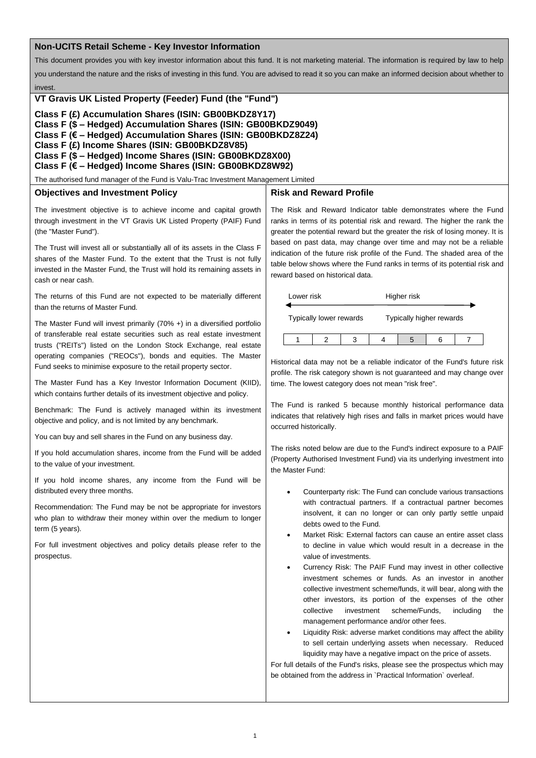## Non-UCITS Retail Scheme - Key Investor Information

This document provides you with key investor information about this fund. It is not marketing material. The information is required by law to help you understand the nature and the risks of investing in this fund. You are advised to read it so you can make an informed decision about whether to invest.

## VT Gravis UK Listed Property (Feeder) Fund (the "Fund")

**Class F (£) Accumulation Shares (ISIN: GB00BKDZ8Y17)**
**Class F ($ – Hedged) Accumulation Shares (ISIN: GB00BKDZ9049)**
**Class F (€ – Hedged) Accumulation Shares (ISIN: GB00BKDZ8Z24)**
**Class F (£) Income Shares (ISIN: GB00BKDZ8V85)**
**Class F ($ – Hedged) Income Shares (ISIN: GB00BKDZ8X00)**
**Class F (€ – Hedged) Income Shares (ISIN: GB00BKDZ8W92)**

The authorised fund manager of the Fund is Valu-Trac Investment Management Limited

### Objectives and Investment Policy

The investment objective is to achieve income and capital growth through investment in the VT Gravis UK Listed Property (PAIF) Fund (the "Master Fund").

The Trust will invest all or substantially all of its assets in the Class F shares of the Master Fund. To the extent that the Trust is not fully invested in the Master Fund, the Trust will hold its remaining assets in cash or near cash.

The returns of this Fund are not expected to be materially different than the returns of Master Fund.

The Master Fund will invest primarily (70% +) in a diversified portfolio of transferable real estate securities such as real estate investment trusts ("REITs") listed on the London Stock Exchange, real estate operating companies ("REOCs"), bonds and equities. The Master Fund seeks to minimise exposure to the retail property sector.

The Master Fund has a Key Investor Information Document (KIID), which contains further details of its investment objective and policy.

Benchmark: The Fund is actively managed within its investment objective and policy, and is not limited by any benchmark.

You can buy and sell shares in the Fund on any business day.

If you hold accumulation shares, income from the Fund will be added to the value of your investment.

If you hold income shares, any income from the Fund will be distributed every three months.

Recommendation: The Fund may be not be appropriate for investors who plan to withdraw their money within over the medium to longer term (5 years).

For full investment objectives and policy details please refer to the prospectus.

### Risk and Reward Profile

The Risk and Reward Indicator table demonstrates where the Fund ranks in terms of its potential risk and reward. The higher the rank the greater the potential reward but the greater the risk of losing money. It is based on past data, may change over time and may not be a reliable indication of the future risk profile of the Fund. The shaded area of the table below shows where the Fund ranks in terms of its potential risk and reward based on historical data.

Lower risk — Higher risk

Typically lower rewards — Typically higher rewards

| 1 | 2 | 3 | 4 | **5** | 6 | 7 |
|---|---|---|---|---|---|---|

Historical data may not be a reliable indicator of the Fund's future risk profile. The risk category shown is not guaranteed and may change over time. The lowest category does not mean "risk free".

The Fund is ranked 5 because monthly historical performance data indicates that relatively high rises and falls in market prices would have occurred historically.

The risks noted below are due to the Fund's indirect exposure to a PAIF (Property Authorised Investment Fund) via its underlying investment into the Master Fund:

- Counterparty risk: The Fund can conclude various transactions with contractual partners. If a contractual partner becomes insolvent, it can no longer or can only partly settle unpaid debts owed to the Fund.
- Market Risk: External factors can cause an entire asset class to decline in value which would result in a decrease in the value of investments.
- Currency Risk: The PAIF Fund may invest in other collective investment schemes or funds. As an investor in another collective investment scheme/funds, it will bear, along with the other investors, its portion of the expenses of the other collective investment scheme/Funds, including the management performance and/or other fees.
- Liquidity Risk: adverse market conditions may affect the ability to sell certain underlying assets when necessary. Reduced liquidity may have a negative impact on the price of assets.

For full details of the Fund's risks, please see the prospectus which may be obtained from the address in `Practical Information` overleaf.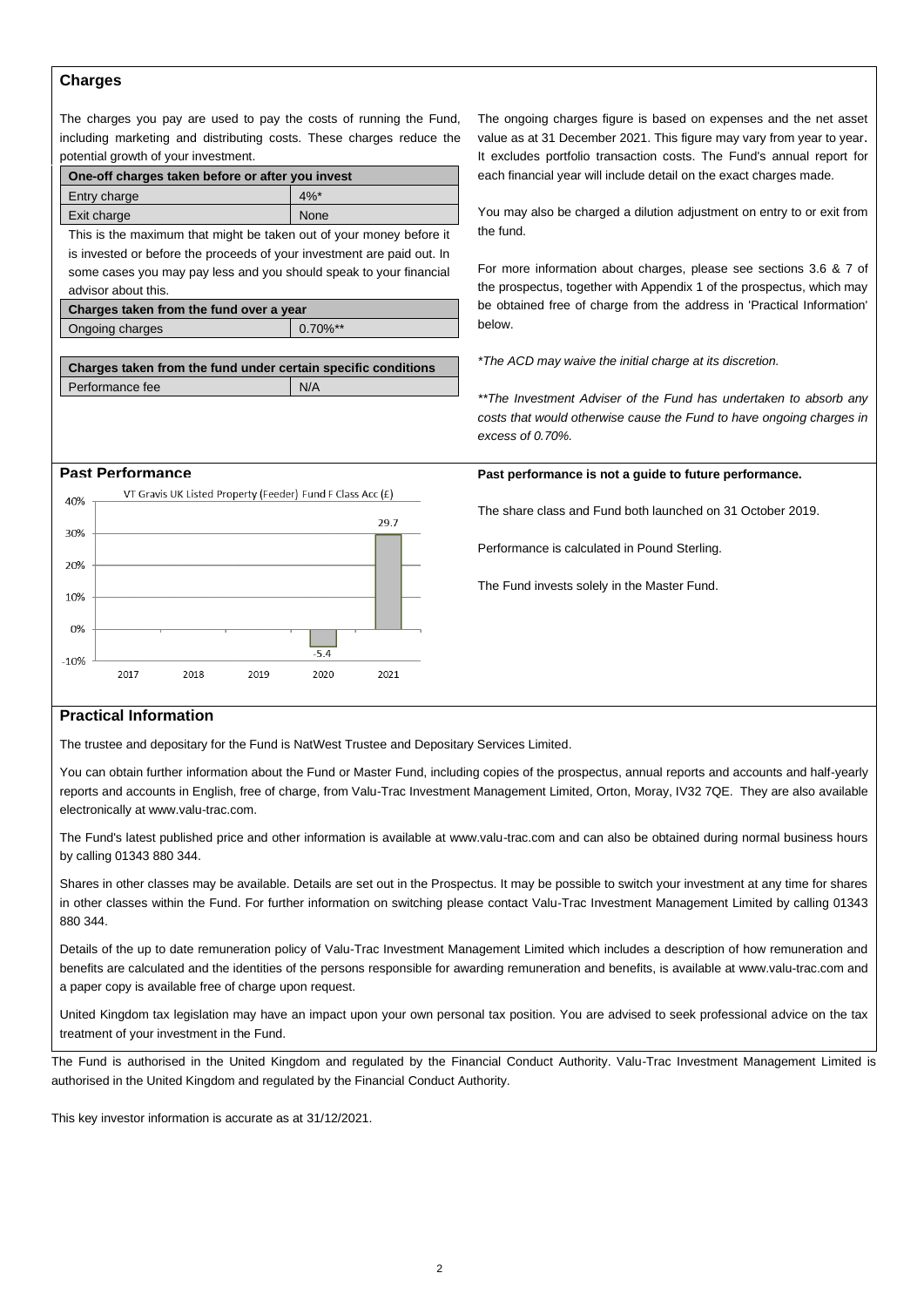## Charges

The charges you pay are used to pay the costs of running the Fund, including marketing and distributing costs. These charges reduce the potential growth of your investment.

| One-off charges taken before or after you invest | |
|---|---|
| Entry charge | 4%* |
| Exit charge | None |

This is the maximum that might be taken out of your money before it is invested or before the proceeds of your investment are paid out. In some cases you may pay less and you should speak to your financial advisor about this.

| Charges taken from the fund over a year | |
|---|---|
| Ongoing charges | 0.70%** |

| Charges taken from the fund under certain specific conditions | |
|---|---|
| Performance fee | N/A |

The ongoing charges figure is based on expenses and the net asset value as at 31 December 2021. This figure may vary from year to year. It excludes portfolio transaction costs. The Fund's annual report for each financial year will include detail on the exact charges made.

You may also be charged a dilution adjustment on entry to or exit from the fund.

For more information about charges, please see sections 3.6 & 7 of the prospectus, together with Appendix 1 of the prospectus, which may be obtained free of charge from the address in 'Practical Information' below.

*\*The ACD may waive the initial charge at its discretion.*

*\*\*The Investment Adviser of the Fund has undertaken to absorb any costs that would otherwise cause the Fund to have ongoing charges in excess of 0.70%.*

## Past Performance

VT Gravis UK Listed Property (Feeder) Fund F Class Acc (£)

40%
30%
20%
10%
0%
-10%

2017 2018 2019 2020 2021

-5.4
29.7

**Past performance is not a guide to future performance.**

The share class and Fund both launched on 31 October 2019.

Performance is calculated in Pound Sterling.

The Fund invests solely in the Master Fund.

## Practical Information

The trustee and depositary for the Fund is NatWest Trustee and Depositary Services Limited.

You can obtain further information about the Fund or Master Fund, including copies of the prospectus, annual reports and accounts and half-yearly reports and accounts in English, free of charge, from Valu-Trac Investment Management Limited, Orton, Moray, IV32 7QE. They are also available electronically at www.valu-trac.com.

The Fund's latest published price and other information is available at www.valu-trac.com and can also be obtained during normal business hours by calling 01343 880 344.

Shares in other classes may be available. Details are set out in the Prospectus. It may be possible to switch your investment at any time for shares in other classes within the Fund. For further information on switching please contact Valu-Trac Investment Management Limited by calling 01343 880 344.

Details of the up to date remuneration policy of Valu-Trac Investment Management Limited which includes a description of how remuneration and benefits are calculated and the identities of the persons responsible for awarding remuneration and benefits, is available at www.valu-trac.com and a paper copy is available free of charge upon request.

United Kingdom tax legislation may have an impact upon your own personal tax position. You are advised to seek professional advice on the tax treatment of your investment in the Fund.

The Fund is authorised in the United Kingdom and regulated by the Financial Conduct Authority. Valu-Trac Investment Management Limited is authorised in the United Kingdom and regulated by the Financial Conduct Authority.

This key investor information is accurate as at 31/12/2021.